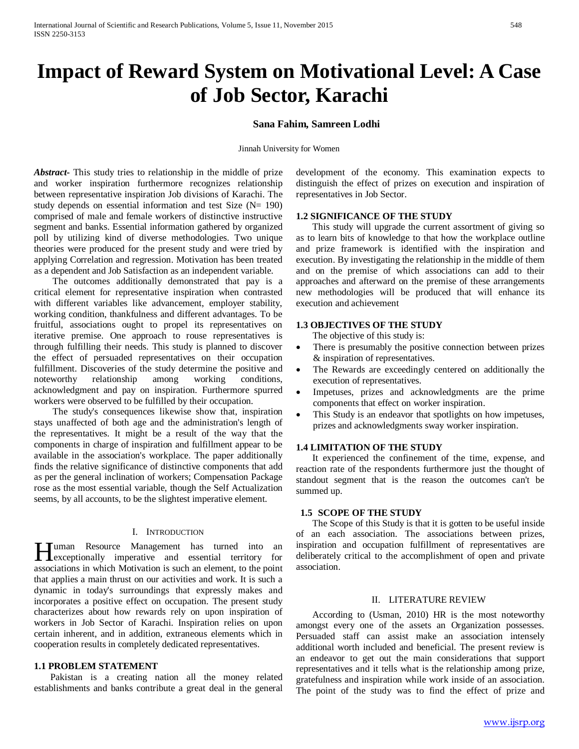# Impact of Reward System on Motivational Level: A Case of Job Sector, Karachi

**Sana Fahim, Samreen Lodhi**

Jinnah University for Women

***Abstract-*** This study tries to relationship in the middle of prize and worker inspiration furthermore recognizes relationship between representative inspiration Job divisions of Karachi. The study depends on essential information and test Size (N= 190) comprised of male and female workers of distinctive instructive segment and banks. Essential information gathered by organized poll by utilizing kind of diverse methodologies. Two unique theories were produced for the present study and were tried by applying Correlation and regression. Motivation has been treated as a dependent and Job Satisfaction as an independent variable.

The outcomes additionally demonstrated that pay is a critical element for representative inspiration when contrasted with different variables like advancement, employer stability, working condition, thankfulness and different advantages. To be fruitful, associations ought to propel its representatives on iterative premise. One approach to rouse representatives is through fulfilling their needs. This study is planned to discover the effect of persuaded representatives on their occupation fulfillment. Discoveries of the study determine the positive and noteworthy relationship among working conditions, acknowledgment and pay on inspiration. Furthermore spurred workers were observed to be fulfilled by their occupation.

The study's consequences likewise show that, inspiration stays unaffected of both age and the administration's length of the representatives. It might be a result of the way that the components in charge of inspiration and fulfillment appear to be available in the association's workplace. The paper additionally finds the relative significance of distinctive components that add as per the general inclination of workers; Compensation Package rose as the most essential variable, though the Self Actualization seems, by all accounts, to be the slightest imperative element.

## I. Introduction

Human Resource Management has turned into an exceptionally imperative and essential territory for associations in which Motivation is such an element, to the point that applies a main thrust on our activities and work. It is such a dynamic in today's surroundings that expressly makes and incorporates a positive effect on occupation. The present study characterizes about how rewards rely on upon inspiration of workers in Job Sector of Karachi. Inspiration relies on upon certain inherent, and in addition, extraneous elements which in cooperation results in completely dedicated representatives.

### 1.1 PROBLEM STATEMENT

Pakistan is a creating nation all the money related establishments and banks contribute a great deal in the general development of the economy. This examination expects to distinguish the effect of prizes on execution and inspiration of representatives in Job Sector.

### 1.2 SIGNIFICANCE OF THE STUDY

This study will upgrade the current assortment of giving so as to learn bits of knowledge to that how the workplace outline and prize framework is identified with the inspiration and execution. By investigating the relationship in the middle of them and on the premise of which associations can add to their approaches and afterward on the premise of these arrangements new methodologies will be produced that will enhance its execution and achievement

### 1.3 OBJECTIVES OF THE STUDY

The objective of this study is:

- There is presumably the positive connection between prizes & inspiration of representatives.
- The Rewards are exceedingly centered on additionally the execution of representatives.
- Impetuses, prizes and acknowledgments are the prime components that effect on worker inspiration.
- This Study is an endeavor that spotlights on how impetuses, prizes and acknowledgments sway worker inspiration.

### 1.4 LIMITATION OF THE STUDY

It experienced the confinement of the time, expense, and reaction rate of the respondents furthermore just the thought of standout segment that is the reason the outcomes can't be summed up.

### 1.5 SCOPE OF THE STUDY

The Scope of this Study is that it is gotten to be useful inside of an each association. The associations between prizes, inspiration and occupation fulfillment of representatives are deliberately critical to the accomplishment of open and private association.

## II. Literature Review

According to (Usman, 2010) HR is the most noteworthy amongst every one of the assets an Organization possesses. Persuaded staff can assist make an association intensely additional worth included and beneficial. The present review is an endeavor to get out the main considerations that support representatives and it tells what is the relationship among prize, gratefulness and inspiration while work inside of an association. The point of the study was to find the effect of prize and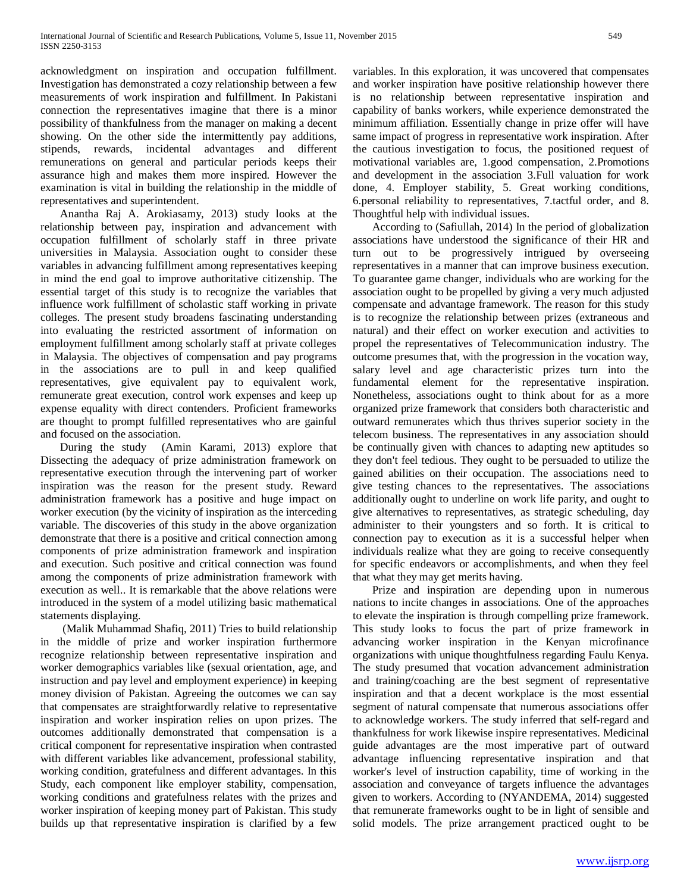acknowledgment on inspiration and occupation fulfillment. Investigation has demonstrated a cozy relationship between a few measurements of work inspiration and fulfillment. In Pakistani connection the representatives imagine that there is a minor possibility of thankfulness from the manager on making a decent showing. On the other side the intermittently pay additions, stipends, rewards, incidental advantages and different remunerations on general and particular periods keeps their assurance high and makes them more inspired. However the examination is vital in building the relationship in the middle of representatives and superintendent.

Anantha Raj A. Arokiasamy, 2013) study looks at the relationship between pay, inspiration and advancement with occupation fulfillment of scholarly staff in three private universities in Malaysia. Association ought to consider these variables in advancing fulfillment among representatives keeping in mind the end goal to improve authoritative citizenship. The essential target of this study is to recognize the variables that influence work fulfillment of scholastic staff working in private colleges. The present study broadens fascinating understanding into evaluating the restricted assortment of information on employment fulfillment among scholarly staff at private colleges in Malaysia. The objectives of compensation and pay programs in the associations are to pull in and keep qualified representatives, give equivalent pay to equivalent work, remunerate great execution, control work expenses and keep up expense equality with direct contenders. Proficient frameworks are thought to prompt fulfilled representatives who are gainful and focused on the association.

During the study (Amin Karami, 2013) explore that Dissecting the adequacy of prize administration framework on representative execution through the intervening part of worker inspiration was the reason for the present study. Reward administration framework has a positive and huge impact on worker execution (by the vicinity of inspiration as the interceding variable. The discoveries of this study in the above organization demonstrate that there is a positive and critical connection among components of prize administration framework and inspiration and execution. Such positive and critical connection was found among the components of prize administration framework with execution as well.. It is remarkable that the above relations were introduced in the system of a model utilizing basic mathematical statements displaying.

(Malik Muhammad Shafiq, 2011) Tries to build relationship in the middle of prize and worker inspiration furthermore recognize relationship between representative inspiration and worker demographics variables like (sexual orientation, age, and instruction and pay level and employment experience) in keeping money division of Pakistan. Agreeing the outcomes we can say that compensates are straightforwardly relative to representative inspiration and worker inspiration relies on upon prizes. The outcomes additionally demonstrated that compensation is a critical component for representative inspiration when contrasted with different variables like advancement, professional stability, working condition, gratefulness and different advantages. In this Study, each component like employer stability, compensation, working conditions and gratefulness relates with the prizes and worker inspiration of keeping money part of Pakistan. This study builds up that representative inspiration is clarified by a few variables. In this exploration, it was uncovered that compensates and worker inspiration have positive relationship however there is no relationship between representative inspiration and capability of banks workers, while experience demonstrated the minimum affiliation. Essentially change in prize offer will have same impact of progress in representative work inspiration. After the cautious investigation to focus, the positioned request of motivational variables are, 1.good compensation, 2.Promotions and development in the association 3.Full valuation for work done, 4. Employer stability, 5. Great working conditions, 6.personal reliability to representatives, 7.tactful order, and 8. Thoughtful help with individual issues.

According to (Safiullah, 2014) In the period of globalization associations have understood the significance of their HR and turn out to be progressively intrigued by overseeing representatives in a manner that can improve business execution. To guarantee game changer, individuals who are working for the association ought to be propelled by giving a very much adjusted compensate and advantage framework. The reason for this study is to recognize the relationship between prizes (extraneous and natural) and their effect on worker execution and activities to propel the representatives of Telecommunication industry. The outcome presumes that, with the progression in the vocation way, salary level and age characteristic prizes turn into the fundamental element for the representative inspiration. Nonetheless, associations ought to think about for as a more organized prize framework that considers both characteristic and outward remunerates which thus thrives superior society in the telecom business. The representatives in any association should be continually given with chances to adapting new aptitudes so they don't feel tedious. They ought to be persuaded to utilize the gained abilities on their occupation. The associations need to give testing chances to the representatives. The associations additionally ought to underline on work life parity, and ought to give alternatives to representatives, as strategic scheduling, day administer to their youngsters and so forth. It is critical to connection pay to execution as it is a successful helper when individuals realize what they are going to receive consequently for specific endeavors or accomplishments, and when they feel that what they may get merits having.

Prize and inspiration are depending upon in numerous nations to incite changes in associations. One of the approaches to elevate the inspiration is through compelling prize framework. This study looks to focus the part of prize framework in advancing worker inspiration in the Kenyan microfinance organizations with unique thoughtfulness regarding Faulu Kenya. The study presumed that vocation advancement administration and training/coaching are the best segment of representative inspiration and that a decent workplace is the most essential segment of natural compensate that numerous associations offer to acknowledge workers. The study inferred that self-regard and thankfulness for work likewise inspire representatives. Medicinal guide advantages are the most imperative part of outward advantage influencing representative inspiration and that worker's level of instruction capability, time of working in the association and conveyance of targets influence the advantages given to workers. According to (NYANDEMA, 2014) suggested that remunerate frameworks ought to be in light of sensible and solid models. The prize arrangement practiced ought to be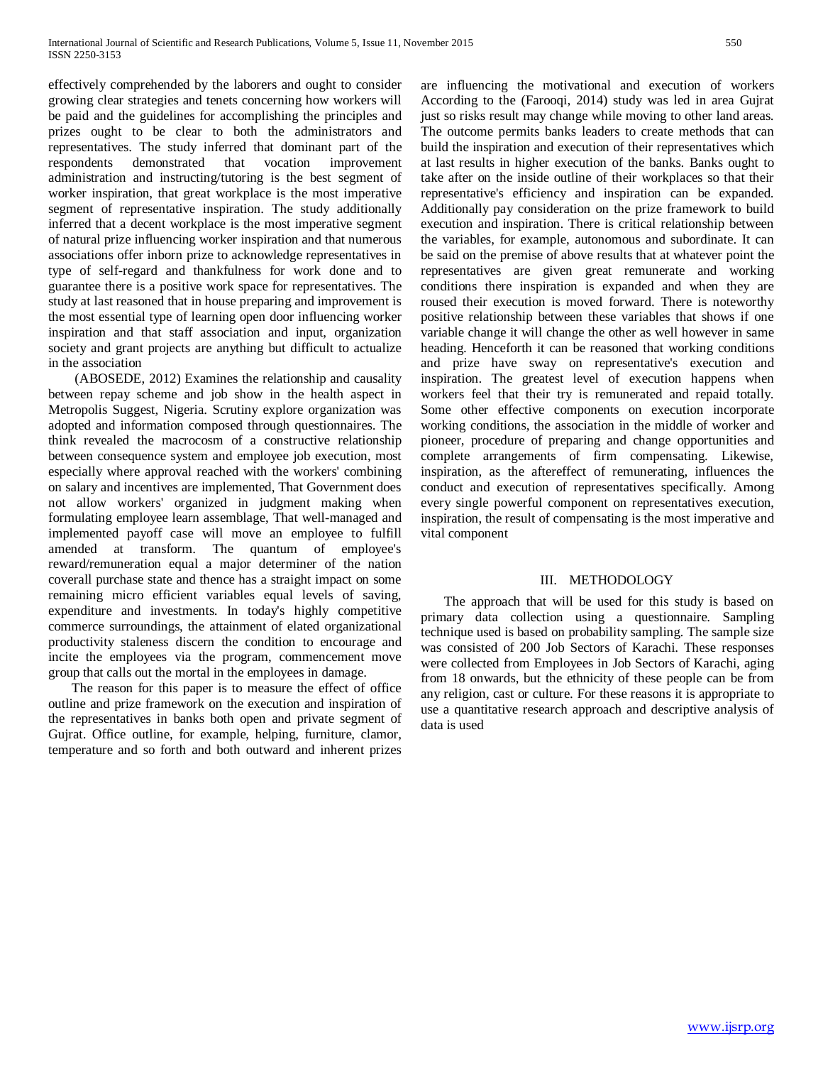effectively comprehended by the laborers and ought to consider growing clear strategies and tenets concerning how workers will be paid and the guidelines for accomplishing the principles and prizes ought to be clear to both the administrators and representatives. The study inferred that dominant part of the respondents demonstrated that vocation improvement administration and instructing/tutoring is the best segment of worker inspiration, that great workplace is the most imperative segment of representative inspiration. The study additionally inferred that a decent workplace is the most imperative segment of natural prize influencing worker inspiration and that numerous associations offer inborn prize to acknowledge representatives in type of self-regard and thankfulness for work done and to guarantee there is a positive work space for representatives. The study at last reasoned that in house preparing and improvement is the most essential type of learning open door influencing worker inspiration and that staff association and input, organization society and grant projects are anything but difficult to actualize in the association

(ABOSEDE, 2012) Examines the relationship and causality between repay scheme and job show in the health aspect in Metropolis Suggest, Nigeria. Scrutiny explore organization was adopted and information composed through questionnaires. The think revealed the macrocosm of a constructive relationship between consequence system and employee job execution, most especially where approval reached with the workers' combining on salary and incentives are implemented, That Government does not allow workers' organized in judgment making when formulating employee learn assemblage, That well-managed and implemented payoff case will move an employee to fulfill amended at transform. The quantum of employee's reward/remuneration equal a major determiner of the nation coverall purchase state and thence has a straight impact on some remaining micro efficient variables equal levels of saving, expenditure and investments. In today's highly competitive commerce surroundings, the attainment of elated organizational productivity staleness discern the condition to encourage and incite the employees via the program, commencement move group that calls out the mortal in the employees in damage.

The reason for this paper is to measure the effect of office outline and prize framework on the execution and inspiration of the representatives in banks both open and private segment of Gujrat. Office outline, for example, helping, furniture, clamor, temperature and so forth and both outward and inherent prizes are influencing the motivational and execution of workers According to the (Farooqi, 2014) study was led in area Gujrat just so risks result may change while moving to other land areas. The outcome permits banks leaders to create methods that can build the inspiration and execution of their representatives which at last results in higher execution of the banks. Banks ought to take after on the inside outline of their workplaces so that their representative's efficiency and inspiration can be expanded. Additionally pay consideration on the prize framework to build execution and inspiration. There is critical relationship between the variables, for example, autonomous and subordinate. It can be said on the premise of above results that at whatever point the representatives are given great remunerate and working conditions there inspiration is expanded and when they are roused their execution is moved forward. There is noteworthy positive relationship between these variables that shows if one variable change it will change the other as well however in same heading. Henceforth it can be reasoned that working conditions and prize have sway on representative's execution and inspiration. The greatest level of execution happens when workers feel that their try is remunerated and repaid totally. Some other effective components on execution incorporate working conditions, the association in the middle of worker and pioneer, procedure of preparing and change opportunities and complete arrangements of firm compensating. Likewise, inspiration, as the aftereffect of remunerating, influences the conduct and execution of representatives specifically. Among every single powerful component on representatives execution, inspiration, the result of compensating is the most imperative and vital component

## III. METHODOLOGY

The approach that will be used for this study is based on primary data collection using a questionnaire. Sampling technique used is based on probability sampling. The sample size was consisted of 200 Job Sectors of Karachi. These responses were collected from Employees in Job Sectors of Karachi, aging from 18 onwards, but the ethnicity of these people can be from any religion, cast or culture. For these reasons it is appropriate to use a quantitative research approach and descriptive analysis of data is used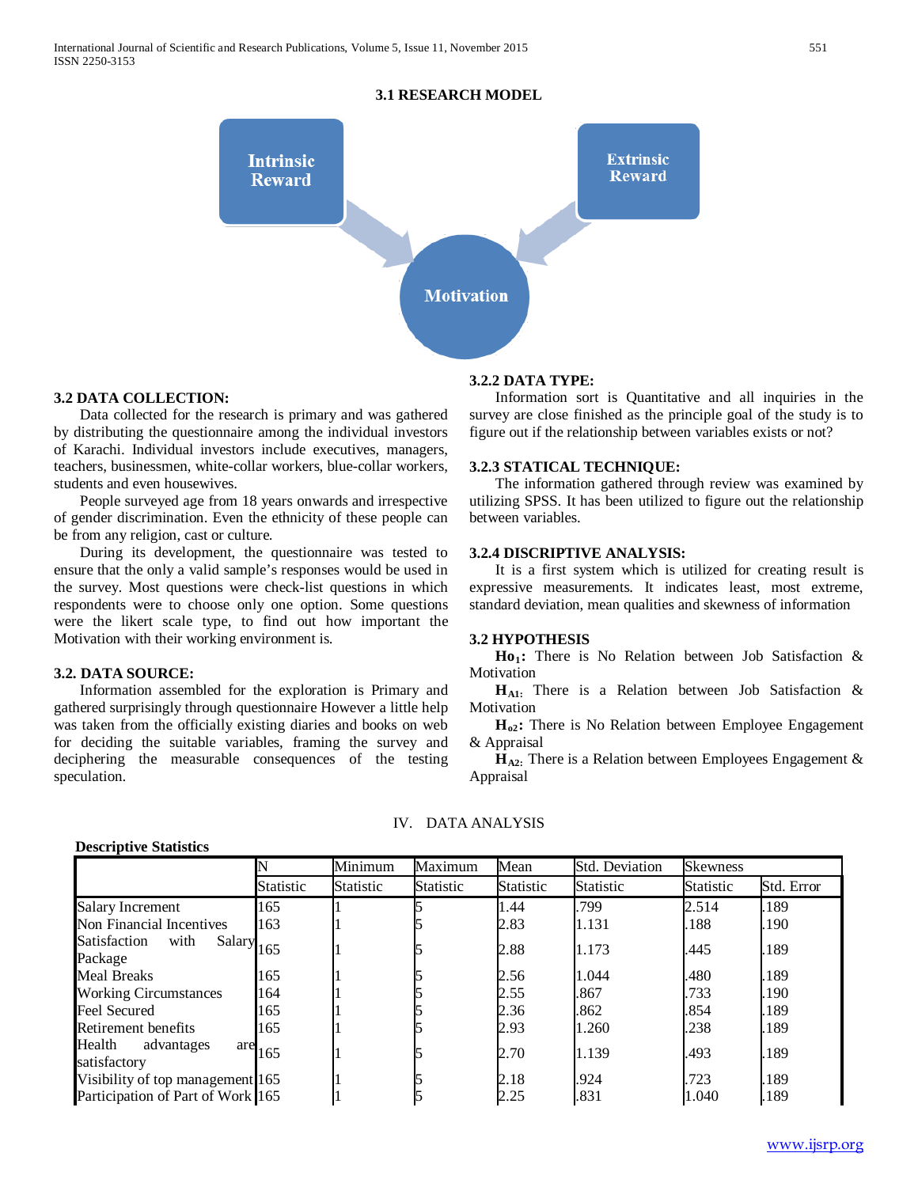### 3.1 RESEARCH MODEL

Intrinsic Reward

Extrinsic Reward

Motivation

### 3.2 DATA COLLECTION:

Data collected for the research is primary and was gathered by distributing the questionnaire among the individual investors of Karachi. Individual investors include executives, managers, teachers, businessmen, white-collar workers, blue-collar workers, students and even housewives.

People surveyed age from 18 years onwards and irrespective of gender discrimination. Even the ethnicity of these people can be from any religion, cast or culture.

During its development, the questionnaire was tested to ensure that the only a valid sample's responses would be used in the survey. Most questions were check-list questions in which respondents were to choose only one option. Some questions were the likert scale type, to find out how important the Motivation with their working environment is.

### 3.2. DATA SOURCE:

Information assembled for the exploration is Primary and gathered surprisingly through questionnaire However a little help was taken from the officially existing diaries and books on web for deciding the suitable variables, framing the survey and deciphering the measurable consequences of the testing speculation.

### 3.2.2 DATA TYPE:

Information sort is Quantitative and all inquiries in the survey are close finished as the principle goal of the study is to figure out if the relationship between variables exists or not?

### 3.2.3 STATICAL TECHNIQUE:

The information gathered through review was examined by utilizing SPSS. It has been utilized to figure out the relationship between variables.

### 3.2.4 DISCRIPTIVE ANALYSIS:

It is a first system which is utilized for creating result is expressive measurements. It indicates least, most extreme, standard deviation, mean qualities and skewness of information

### 3.2 HYPOTHESIS

**$Ho_1$:** There is No Relation between Job Satisfaction & Motivation

**$H_{A1}$:** There is a Relation between Job Satisfaction & Motivation

**$H_{o2}$:** There is No Relation between Employee Engagement & Appraisal

**$H_{A2}$:** There is a Relation between Employees Engagement & Appraisal

## IV. DATA ANALYSIS

**Descriptive Statistics**

| | N | Minimum | Maximum | Mean | Std. Deviation | Skewness | |
|---|---|---|---|---|---|---|---|
| | Statistic | Statistic | Statistic | Statistic | Statistic | Statistic | Std. Error |
| Salary Increment | 165 | 1 | 5 | 1.44 | .799 | 2.514 | .189 |
| Non Financial Incentives | 163 | 1 | 5 | 2.83 | 1.131 | .188 | .190 |
| Satisfaction with Salary Package | 165 | 1 | 5 | 2.88 | 1.173 | .445 | .189 |
| Meal Breaks | 165 | 1 | 5 | 2.56 | 1.044 | .480 | .189 |
| Working Circumstances | 164 | 1 | 5 | 2.55 | .867 | .733 | .190 |
| Feel Secured | 165 | 1 | 5 | 2.36 | .862 | .854 | .189 |
| Retirement benefits | 165 | 1 | 5 | 2.93 | 1.260 | .238 | .189 |
| Health advantages are satisfactory | 165 | 1 | 5 | 2.70 | 1.139 | .493 | .189 |
| Visibility of top management | 165 | 1 | 5 | 2.18 | .924 | .723 | .189 |
| Participation of Part of Work | 165 | 1 | 5 | 2.25 | .831 | 1.040 | .189 |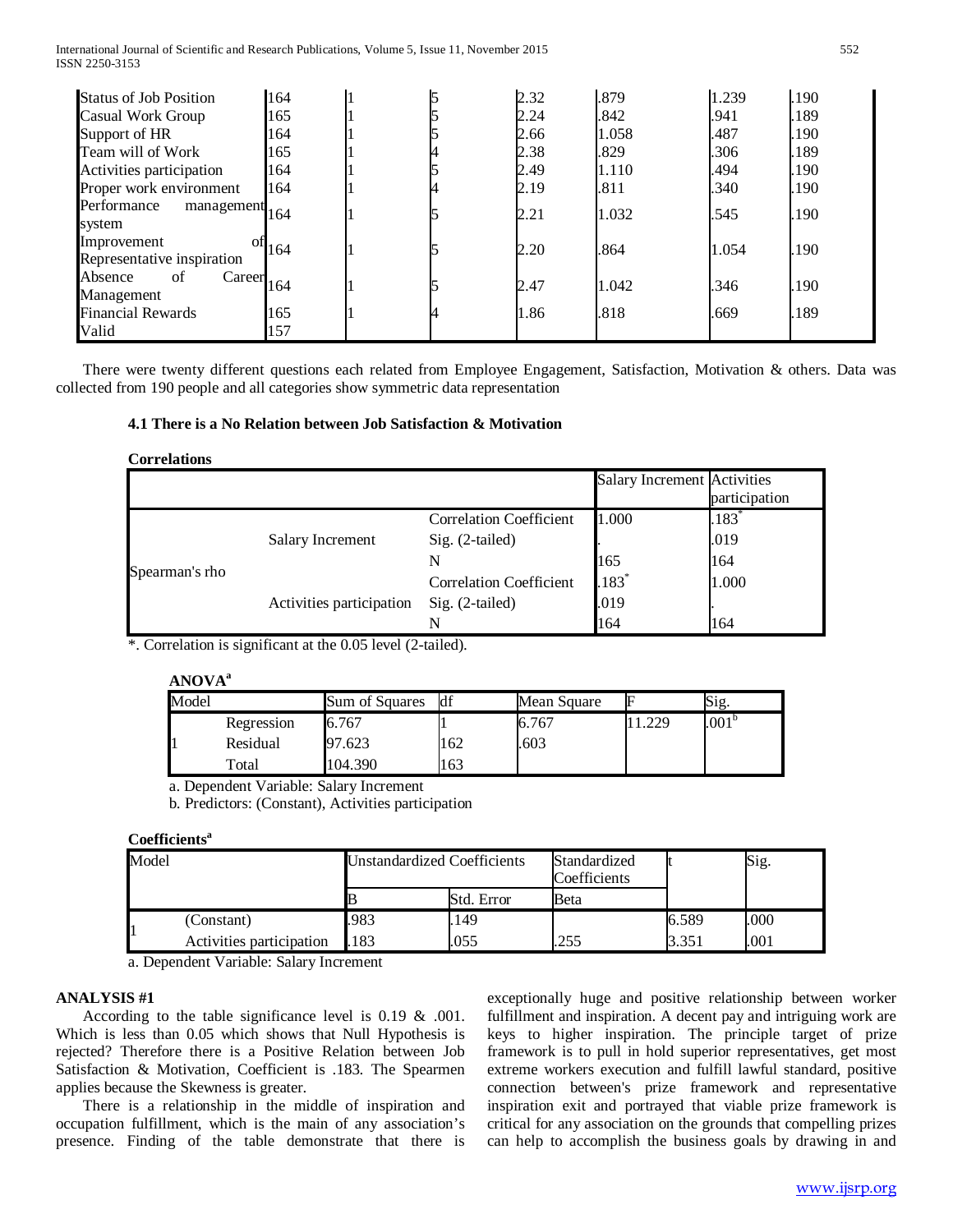| | | | | | | | |
|---|---|---|---|---|---|---|---|
| Status of Job Position | 164 | 1 | 5 | 2.32 | .879 | 1.239 | .190 |
| Casual Work Group | 165 | 1 | 5 | 2.24 | .842 | .941 | .189 |
| Support of HR | 164 | 1 | 5 | 2.66 | 1.058 | .487 | .190 |
| Team will of Work | 165 | 1 | 4 | 2.38 | .829 | .306 | .189 |
| Activities participation | 164 | 1 | 5 | 2.49 | 1.110 | .494 | .190 |
| Proper work environment | 164 | 1 | 4 | 2.19 | .811 | .340 | .190 |
| Performance management system | 164 | 1 | 5 | 2.21 | 1.032 | .545 | .190 |
| Improvement of Representative inspiration | 164 | 1 | 5 | 2.20 | .864 | 1.054 | .190 |
| Absence of Career Management | 164 | 1 | 5 | 2.47 | 1.042 | .346 | .190 |
| Financial Rewards | 165 | 1 | 4 | 1.86 | .818 | .669 | .189 |
| Valid | 157 | | | | | | |

There were twenty different questions each related from Employee Engagement, Satisfaction, Motivation & others. Data was collected from 190 people and all categories show symmetric data representation

### 4.1 There is a No Relation between Job Satisfaction & Motivation

**Correlations**

| | | | Salary Increment | Activities participation |
|---|---|---|---|---|
| Spearman's rho | Salary Increment | Correlation Coefficient | 1.000 | .183* |
| | | Sig. (2-tailed) | . | .019 |
| | | N | 165 | 164 |
| | Activities participation | Correlation Coefficient | .183* | 1.000 |
| | | Sig. (2-tailed) | .019 | . |
| | | N | 164 | 164 |

*. Correlation is significant at the 0.05 level (2-tailed).

**ANOVA[a]**

| Model | | Sum of Squares | df | Mean Square | F | Sig. |
|---|---|---|---|---|---|---|
| 1 | Regression | 6.767 | 1 | 6.767 | 11.229 | .001[b] |
| | Residual | 97.623 | 162 | .603 | | |
| | Total | 104.390 | 163 | | | |

a. Dependent Variable: Salary Increment

b. Predictors: (Constant), Activities participation

**Coefficients[a]**

| Model | | Unstandardized Coefficients | | Standardized Coefficients | t | Sig. |
|---|---|---|---|---|---|---|
| | | B | Std. Error | Beta | | |
| 1 | (Constant) | .983 | .149 | | 6.589 | .000 |
| | Activities participation | .183 | .055 | .255 | 3.351 | .001 |

a. Dependent Variable: Salary Increment

**ANALYSIS #1**

According to the table significance level is 0.19 & .001. Which is less than 0.05 which shows that Null Hypothesis is rejected? Therefore there is a Positive Relation between Job Satisfaction & Motivation, Coefficient is .183. The Spearmen applies because the Skewness is greater.

There is a relationship in the middle of inspiration and occupation fulfillment, which is the main of any association's presence. Finding of the table demonstrate that there is exceptionally huge and positive relationship between worker fulfillment and inspiration. A decent pay and intriguing work are keys to higher inspiration. The principle target of prize framework is to pull in hold superior representatives, get most extreme workers execution and fulfill lawful standard, positive connection between's prize framework and representative inspiration exit and portrayed that viable prize framework is critical for any association on the grounds that compelling prizes can help to accomplish the business goals by drawing in and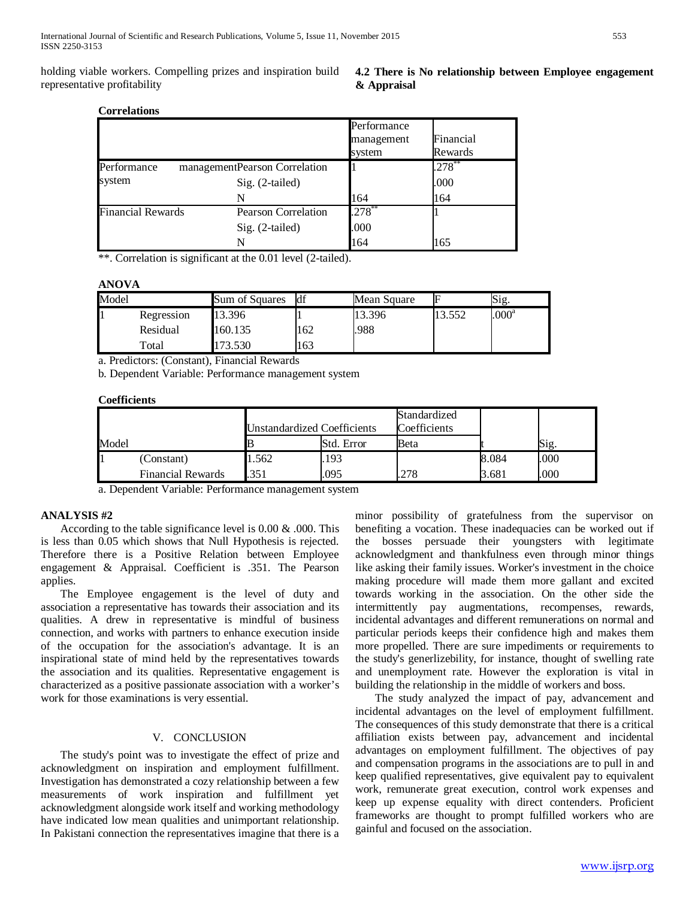holding viable workers. Compelling prizes and inspiration build representative profitability

**4.2 There is No relationship between Employee engagement & Appraisal**

**Correlations**

| | | Performance management system | Financial Rewards |
|---|---|---|---|
| Performance management system | Pearson Correlation | 1 | .278** |
| | Sig. (2-tailed) | | .000 |
| | N | 164 | 164 |
| Financial Rewards | Pearson Correlation | .278** | 1 |
| | Sig. (2-tailed) | .000 | |
| | N | 164 | 165 |

**. Correlation is significant at the 0.01 level (2-tailed).

**ANOVA**

| Model | | Sum of Squares | df | Mean Square | F | Sig. |
|---|---|---|---|---|---|---|
| 1 | Regression | 13.396 | 1 | 13.396 | 13.552 | .000[a] |
| | Residual | 160.135 | 162 | .988 | | |
| | Total | 173.530 | 163 | | | |

a. Predictors: (Constant), Financial Rewards

b. Dependent Variable: Performance management system

**Coefficients**

| Model | | Unstandardized Coefficients | | Standardized Coefficients | | |
|---|---|---|---|---|---|---|
| | | B | Std. Error | Beta | t | Sig. |
| 1 | (Constant) | 1.562 | .193 | | 8.084 | .000 |
| | Financial Rewards | .351 | .095 | .278 | 3.681 | .000 |

a. Dependent Variable: Performance management system

**ANALYSIS #2**

According to the table significance level is 0.00 & .000. This is less than 0.05 which shows that Null Hypothesis is rejected. Therefore there is a Positive Relation between Employee engagement & Appraisal. Coefficient is .351. The Pearson applies.

The Employee engagement is the level of duty and association a representative has towards their association and its qualities. A drew in representative is mindful of business connection, and works with partners to enhance execution inside of the occupation for the association's advantage. It is an inspirational state of mind held by the representatives towards the association and its qualities. Representative engagement is characterized as a positive passionate association with a worker's work for those examinations is very essential.

## V. CONCLUSION

The study's point was to investigate the effect of prize and acknowledgment on inspiration and employment fulfillment. Investigation has demonstrated a cozy relationship between a few measurements of work inspiration and fulfillment yet acknowledgment alongside work itself and working methodology have indicated low mean qualities and unimportant relationship. In Pakistani connection the representatives imagine that there is a minor possibility of gratefulness from the supervisor on benefiting a vocation. These inadequacies can be worked out if the bosses persuade their youngsters with legitimate acknowledgment and thankfulness even through minor things like asking their family issues. Worker's investment in the choice making procedure will made them more gallant and excited towards working in the association. On the other side the intermittently pay augmentations, recompenses, rewards, incidental advantages and different remunerations on normal and particular periods keeps their confidence high and makes them more propelled. There are sure impediments or requirements to the study's generlizebility, for instance, thought of swelling rate and unemployment rate. However the exploration is vital in building the relationship in the middle of workers and boss.

The study analyzed the impact of pay, advancement and incidental advantages on the level of employment fulfillment. The consequences of this study demonstrate that there is a critical affiliation exists between pay, advancement and incidental advantages on employment fulfillment. The objectives of pay and compensation programs in the associations are to pull in and keep qualified representatives, give equivalent pay to equivalent work, remunerate great execution, control work expenses and keep up expense equality with direct contenders. Proficient frameworks are thought to prompt fulfilled workers who are gainful and focused on the association.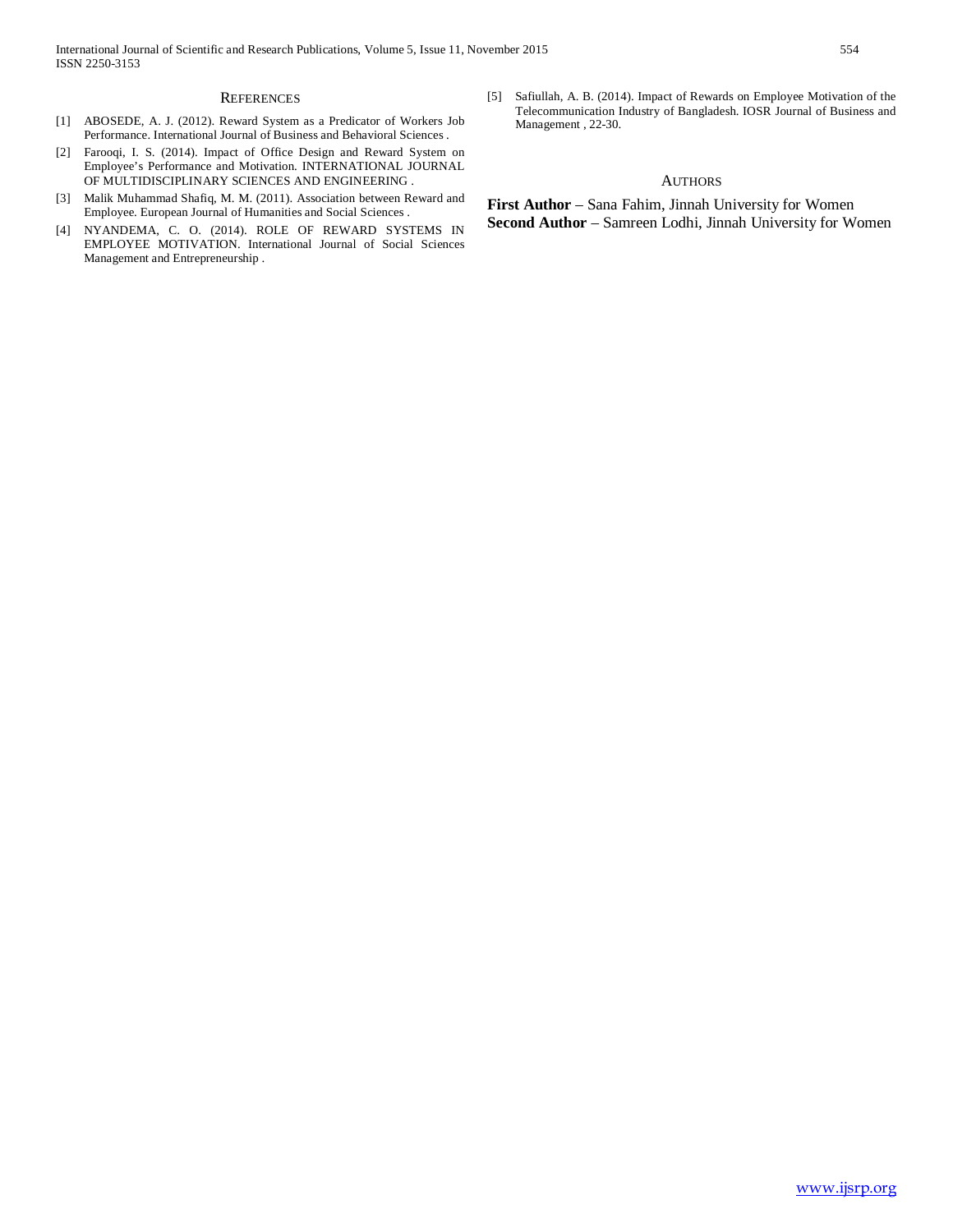## References

[1] ABOSEDE, A. J. (2012). Reward System as a Predicator of Workers Job Performance. International Journal of Business and Behavioral Sciences .

[2] Farooqi, I. S. (2014). Impact of Office Design and Reward System on Employee's Performance and Motivation. INTERNATIONAL JOURNAL OF MULTIDISCIPLINARY SCIENCES AND ENGINEERING .

[3] Malik Muhammad Shafiq, M. M. (2011). Association between Reward and Employee. European Journal of Humanities and Social Sciences .

[4] NYANDEMA, C. O. (2014). ROLE OF REWARD SYSTEMS IN EMPLOYEE MOTIVATION. International Journal of Social Sciences Management and Entrepreneurship .

[5] Safiullah, A. B. (2014). Impact of Rewards on Employee Motivation of the Telecommunication Industry of Bangladesh. IOSR Journal of Business and Management , 22-30.

## Authors

**First Author** – Sana Fahim, Jinnah University for Women

**Second Author** – Samreen Lodhi, Jinnah University for Women